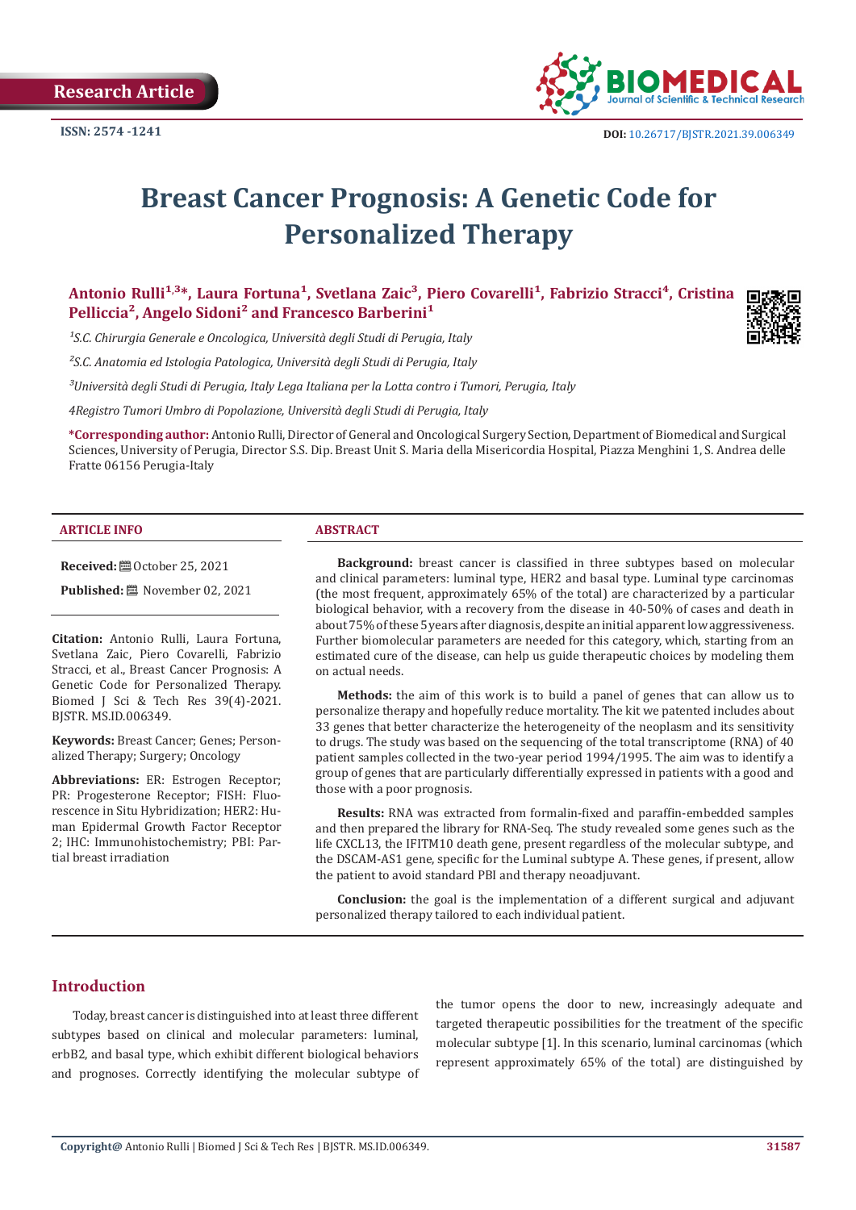Research Article

ISSN: 2574 -1241

DOI: 10.26717/BJSTR.2021.39.006349

# Breast Cancer Prognosis: A Genetic Code for Personalized Therapy

**Antonio Rulli[1,3]*, Laura Fortuna[1], Svetlana Zaic[3], Piero Covarelli[1], Fabrizio Stracci[4], Cristina Pelliccia[2], Angelo Sidoni[2] and Francesco Barberini[1]**

[1]*S.C. Chirurgia Generale e Oncologica, Università degli Studi di Perugia, Italy*

[2]*S.C. Anatomia ed Istologia Patologica, Università degli Studi di Perugia, Italy*

[3]*Università degli Studi di Perugia, Italy Lega Italiana per la Lotta contro i Tumori, Perugia, Italy*

*4Registro Tumori Umbro di Popolazione, Università degli Studi di Perugia, Italy*

**\*Corresponding author:** Antonio Rulli, Director of General and Oncological Surgery Section, Department of Biomedical and Surgical Sciences, University of Perugia, Director S.S. Dip. Breast Unit S. Maria della Misericordia Hospital, Piazza Menghini 1, S. Andrea delle Fratte 06156 Perugia-Italy

## ARTICLE INFO

**Received:** October 25, 2021

**Published:** November 02, 2021

**Citation:** Antonio Rulli, Laura Fortuna, Svetlana Zaic, Piero Covarelli, Fabrizio Stracci, et al., Breast Cancer Prognosis: A Genetic Code for Personalized Therapy. Biomed J Sci & Tech Res 39(4)-2021. BJSTR. MS.ID.006349.

**Keywords:** Breast Cancer; Genes; Personalized Therapy; Surgery; Oncology

**Abbreviations:** ER: Estrogen Receptor; PR: Progesterone Receptor; FISH: Fluorescence in Situ Hybridization; HER2: Human Epidermal Growth Factor Receptor 2; IHC: Immunohistochemistry; PBI: Partial breast irradiation

## ABSTRACT

**Background:** breast cancer is classified in three subtypes based on molecular and clinical parameters: luminal type, HER2 and basal type. Luminal type carcinomas (the most frequent, approximately 65% of the total) are characterized by a particular biological behavior, with a recovery from the disease in 40-50% of cases and death in about 75% of these 5 years after diagnosis, despite an initial apparent low aggressiveness. Further biomolecular parameters are needed for this category, which, starting from an estimated cure of the disease, can help us guide therapeutic choices by modeling them on actual needs.

**Methods:** the aim of this work is to build a panel of genes that can allow us to personalize therapy and hopefully reduce mortality. The kit we patented includes about 33 genes that better characterize the heterogeneity of the neoplasm and its sensitivity to drugs. The study was based on the sequencing of the total transcriptome (RNA) of 40 patient samples collected in the two-year period 1994/1995. The aim was to identify a group of genes that are particularly differentially expressed in patients with a good and those with a poor prognosis.

**Results:** RNA was extracted from formalin-fixed and paraffin-embedded samples and then prepared the library for RNA-Seq. The study revealed some genes such as the life CXCL13, the IFITM10 death gene, present regardless of the molecular subtype, and the DSCAM-AS1 gene, specific for the Luminal subtype A. These genes, if present, allow the patient to avoid standard PBI and therapy neoadjuvant.

**Conclusion:** the goal is the implementation of a different surgical and adjuvant personalized therapy tailored to each individual patient.

## Introduction

Today, breast cancer is distinguished into at least three different subtypes based on clinical and molecular parameters: luminal, erbB2, and basal type, which exhibit different biological behaviors and prognoses. Correctly identifying the molecular subtype of the tumor opens the door to new, increasingly adequate and targeted therapeutic possibilities for the treatment of the specific molecular subtype [1]. In this scenario, luminal carcinomas (which represent approximately 65% of the total) are distinguished by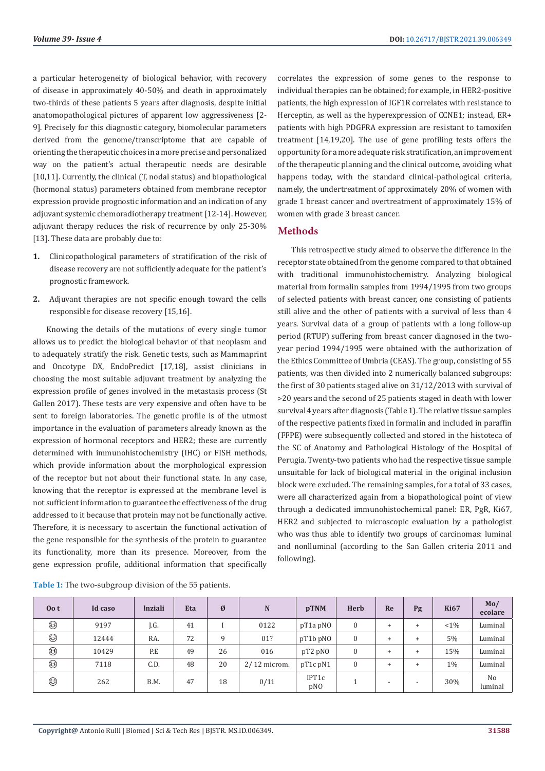a particular heterogeneity of biological behavior, with recovery of disease in approximately 40-50% and death in approximately two-thirds of these patients 5 years after diagnosis, despite initial anatomopathological pictures of apparent low aggressiveness [2-9]. Precisely for this diagnostic category, biomolecular parameters derived from the genome/transcriptome that are capable of orienting the therapeutic choices in a more precise and personalized way on the patient's actual therapeutic needs are desirable [10,11]. Currently, the clinical (T, nodal status) and biopathological (hormonal status) parameters obtained from membrane receptor expression provide prognostic information and an indication of any adjuvant systemic chemoradiotherapy treatment [12-14]. However, adjuvant therapy reduces the risk of recurrence by only 25-30% [13]. These data are probably due to:

1. Clinicopathological parameters of stratification of the risk of disease recovery are not sufficiently adequate for the patient's prognostic framework.
2. Adjuvant therapies are not specific enough toward the cells responsible for disease recovery [15,16].

Knowing the details of the mutations of every single tumor allows us to predict the biological behavior of that neoplasm and to adequately stratify the risk. Genetic tests, such as Mammaprint and Oncotype DX, EndoPredict [17,18], assist clinicians in choosing the most suitable adjuvant treatment by analyzing the expression profile of genes involved in the metastasis process (St Gallen 2017). These tests are very expensive and often have to be sent to foreign laboratories. The genetic profile is of the utmost importance in the evaluation of parameters already known as the expression of hormonal receptors and HER2; these are currently determined with immunohistochemistry (IHC) or FISH methods, which provide information about the morphological expression of the receptor but not about their functional state. In any case, knowing that the receptor is expressed at the membrane level is not sufficient information to guarantee the effectiveness of the drug addressed to it because that protein may not be functionally active. Therefore, it is necessary to ascertain the functional activation of the gene responsible for the synthesis of the protein to guarantee its functionality, more than its presence. Moreover, from the gene expression profile, additional information that specifically correlates the expression of some genes to the response to individual therapies can be obtained; for example, in HER2-positive patients, the high expression of IGF1R correlates with resistance to Herceptin, as well as the hyperexpression of CCNE1; instead, ER+ patients with high PDGFRA expression are resistant to tamoxifen treatment [14,19,20]. The use of gene profiling tests offers the opportunity for a more adequate risk stratification, an improvement of the therapeutic planning and the clinical outcome, avoiding what happens today, with the standard clinical-pathological criteria, namely, the undertreatment of approximately 20% of women with grade 1 breast cancer and overtreatment of approximately 15% of women with grade 3 breast cancer.

## Methods

This retrospective study aimed to observe the difference in the receptor state obtained from the genome compared to that obtained with traditional immunohistochemistry. Analyzing biological material from formalin samples from 1994/1995 from two groups of selected patients with breast cancer, one consisting of patients still alive and the other of patients with a survival of less than 4 years. Survival data of a group of patients with a long follow-up period (RTUP) suffering from breast cancer diagnosed in the two-year period 1994/1995 were obtained with the authorization of the Ethics Committee of Umbria (CEAS). The group, consisting of 55 patients, was then divided into 2 numerically balanced subgroups: the first of 30 patients staged alive on 31/12/2013 with survival of >20 years and the second of 25 patients staged in death with lower survival 4 years after diagnosis (Table 1). The relative tissue samples of the respective patients fixed in formalin and included in paraffin (FFPE) were subsequently collected and stored in the histoteca of the SC of Anatomy and Pathological Histology of the Hospital of Perugia. Twenty-two patients who had the respective tissue sample unsuitable for lack of biological material in the original inclusion block were excluded. The remaining samples, for a total of 33 cases, were all characterized again from a biopathological point of view through a dedicated immunohistochemical panel: ER, PgR, Ki67, HER2 and subjected to microscopic evaluation by a pathologist who was thus able to identify two groups of carcinomas: luminal and nonluminal (according to the San Gallen criteria 2011 and following).

**Table 1:** The two-subgroup division of the 55 patients.

| Oo t | Id caso | Inziali | Eta | Ø | N | pTNM | Herb | Re | Pg | Ki67 | Mo/ ecolare |
|---|---|---|---|---|---|---|---|---|---|---|---|
| 😊 | 9197 | J.G. | 41 | I | 0122 | pT1a pN0 | 0 | + | + | <1% | Luminal |
| 😊 | 12444 | RA. | 72 | 9 | 01? | pT1b pN0 | 0 | + | + | 5% | Luminal |
| 😊 | 10429 | P.E | 49 | 26 | 016 | pT2 pN0 | 0 | + | + | 15% | Luminal |
| 😊 | 7118 | C.D. | 48 | 20 | 2/ 12 microm. | pT1c pN1 | 0 | + | + | 1% | Luminal |
| 😊 | 262 | B.M. | 47 | 18 | 0/11 | IPT1c pN0 | 1 | - | - | 30% | No luminal |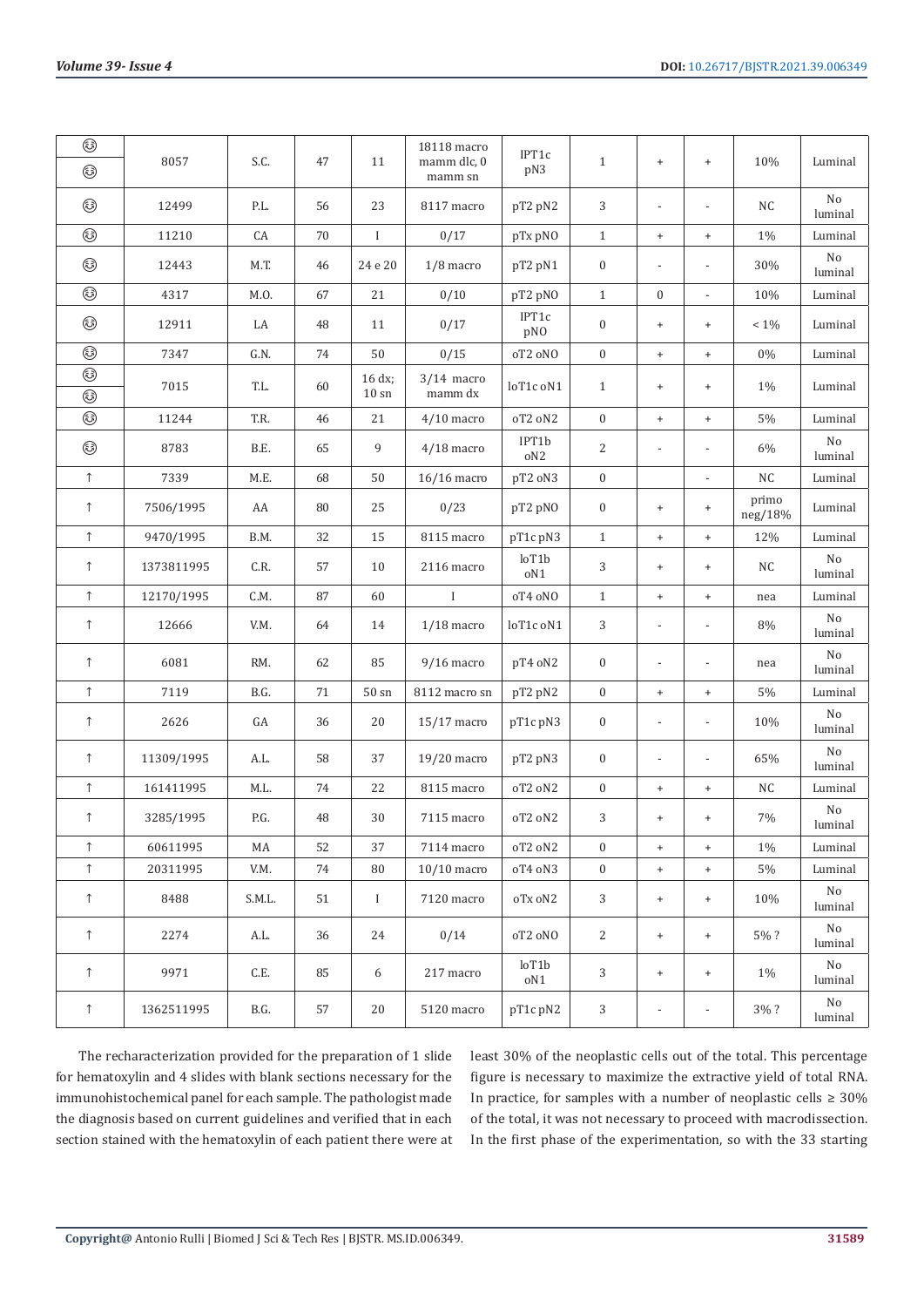| | | | | | | | | | | | |
|---|---|---|---|---|---|---|---|---|---|---|---|
| ☺ ☺ | 8057 | S.C. | 47 | 11 | 18118 macro mamm dlc, 0 mamm sn | IPT1c pN3 | 1 | + | + | 10% | Luminal |
| ☺ | 12499 | P.L. | 56 | 23 | 8117 macro | pT2 pN2 | 3 | - | - | NC | No luminal |
| ☺ | 11210 | CA | 70 | I | 0/17 | pTx pNO | 1 | + | + | 1% | Luminal |
| ☺ | 12443 | M.T. | 46 | 24 e 20 | 1/8 macro | pT2 pN1 | 0 | - | - | 30% | No luminal |
| ☺ | 4317 | M.O. | 67 | 21 | 0/10 | pT2 pNO | 1 | 0 | - | 10% | Luminal |
| ☺ | 12911 | LA | 48 | 11 | 0/17 | IPT1c pNO | 0 | + | + | < 1% | Luminal |
| ☺ | 7347 | G.N. | 74 | 50 | 0/15 | oT2 oNO | 0 | + | + | 0% | Luminal |
| ☺ ☺ | 7015 | T.L. | 60 | 16 dx; 10 sn | 3/14 macro mamm dx | loT1c oN1 | 1 | + | + | 1% | Luminal |
| ☺ | 11244 | T.R. | 46 | 21 | 4/10 macro | oT2 oN2 | 0 | + | + | 5% | Luminal |
| ☺ | 8783 | B.E. | 65 | 9 | 4/18 macro | IPT1b oN2 | 2 | - | - | 6% | No luminal |
| ↑ | 7339 | M.E. | 68 | 50 | 16/16 macro | pT2 oN3 | 0 | | - | NC | Luminal |
| ↑ | 7506/1995 | AA | 80 | 25 | 0/23 | pT2 pNO | 0 | + | + | primo neg/18% | Luminal |
| ↑ | 9470/1995 | B.M. | 32 | 15 | 8115 macro | pT1c pN3 | 1 | + | + | 12% | Luminal |
| ↑ | 1373811995 | C.R. | 57 | 10 | 2116 macro | loT1b oN1 | 3 | + | + | NC | No luminal |
| ↑ | 12170/1995 | C.M. | 87 | 60 | I | oT4 oNO | 1 | + | + | nea | Luminal |
| ↑ | 12666 | V.M. | 64 | 14 | 1/18 macro | loT1c oN1 | 3 | - | - | 8% | No luminal |
| ↑ | 6081 | RM. | 62 | 85 | 9/16 macro | pT4 oN2 | 0 | - | - | nea | No luminal |
| ↑ | 7119 | B.G. | 71 | 50 sn | 8112 macro sn | pT2 pN2 | 0 | + | + | 5% | Luminal |
| ↑ | 2626 | GA | 36 | 20 | 15/17 macro | pT1c pN3 | 0 | - | - | 10% | No luminal |
| ↑ | 11309/1995 | A.L. | 58 | 37 | 19/20 macro | pT2 pN3 | 0 | - | - | 65% | No luminal |
| ↑ | 161411995 | M.L. | 74 | 22 | 8115 macro | oT2 oN2 | 0 | + | + | NC | Luminal |
| ↑ | 3285/1995 | P.G. | 48 | 30 | 7115 macro | oT2 oN2 | 3 | + | + | 7% | No luminal |
| ↑ | 60611995 | MA | 52 | 37 | 7114 macro | oT2 oN2 | 0 | + | + | 1% | Luminal |
| ↑ | 20311995 | V.M. | 74 | 80 | 10/10 macro | oT4 oN3 | 0 | + | + | 5% | Luminal |
| ↑ | 8488 | S.M.L. | 51 | I | 7120 macro | oTx oN2 | 3 | + | + | 10% | No luminal |
| ↑ | 2274 | A.L. | 36 | 24 | 0/14 | oT2 oNO | 2 | + | + | 5% ? | No luminal |
| ↑ | 9971 | C.E. | 85 | 6 | 217 macro | loT1b oN1 | 3 | + | + | 1% | No luminal |
| ↑ | 1362511995 | B.G. | 57 | 20 | 5120 macro | pT1c pN2 | 3 | - | - | 3% ? | No luminal |

The recharacterization provided for the preparation of 1 slide for hematoxylin and 4 slides with blank sections necessary for the immunohistochemical panel for each sample. The pathologist made the diagnosis based on current guidelines and verified that in each section stained with the hematoxylin of each patient there were at least 30% of the neoplastic cells out of the total. This percentage figure is necessary to maximize the extractive yield of total RNA. In practice, for samples with a number of neoplastic cells ≥ 30% of the total, it was not necessary to proceed with macrodissection. In the first phase of the experimentation, so with the 33 starting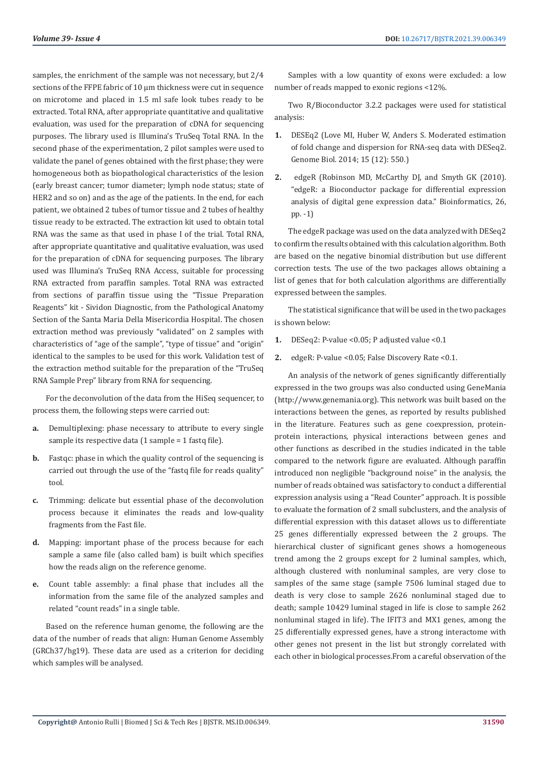samples, the enrichment of the sample was not necessary, but 2/4 sections of the FFPE fabric of 10 µm thickness were cut in sequence on microtome and placed in 1.5 ml safe look tubes ready to be extracted. Total RNA, after appropriate quantitative and qualitative evaluation, was used for the preparation of cDNA for sequencing purposes. The library used is Illumina's TruSeq Total RNA. In the second phase of the experimentation, 2 pilot samples were used to validate the panel of genes obtained with the first phase; they were homogeneous both as biopathological characteristics of the lesion (early breast cancer; tumor diameter; lymph node status; state of HER2 and so on) and as the age of the patients. In the end, for each patient, we obtained 2 tubes of tumor tissue and 2 tubes of healthy tissue ready to be extracted. The extraction kit used to obtain total RNA was the same as that used in phase I of the trial. Total RNA, after appropriate quantitative and qualitative evaluation, was used for the preparation of cDNA for sequencing purposes. The library used was Illumina's TruSeq RNA Access, suitable for processing RNA extracted from paraffin samples. Total RNA was extracted from sections of paraffin tissue using the "Tissue Preparation Reagents" kit - Sividon Diagnostic, from the Pathological Anatomy Section of the Santa Maria Della Misericordia Hospital. The chosen extraction method was previously "validated" on 2 samples with characteristics of "age of the sample", "type of tissue" and "origin" identical to the samples to be used for this work. Validation test of the extraction method suitable for the preparation of the "TruSeq RNA Sample Prep" library from RNA for sequencing.

For the deconvolution of the data from the HiSeq sequencer, to process them, the following steps were carried out:

a. Demultiplexing: phase necessary to attribute to every single sample its respective data (1 sample = 1 fastq file).

b. Fastqc: phase in which the quality control of the sequencing is carried out through the use of the "fastq file for reads quality" tool.

c. Trimming: delicate but essential phase of the deconvolution process because it eliminates the reads and low-quality fragments from the Fast file.

d. Mapping: important phase of the process because for each sample a same file (also called bam) is built which specifies how the reads align on the reference genome.

e. Count table assembly: a final phase that includes all the information from the same file of the analyzed samples and related "count reads" in a single table.

Based on the reference human genome, the following are the data of the number of reads that align: Human Genome Assembly (GRCh37/hg19). These data are used as a criterion for deciding which samples will be analysed.

Samples with a low quantity of exons were excluded: a low number of reads mapped to exonic regions <12%.

Two R/Bioconductor 3.2.2 packages were used for statistical analysis:

1. DESEq2 (Love MI, Huber W, Anders S. Moderated estimation of fold change and dispersion for RNA-seq data with DESeq2. Genome Biol. 2014; 15 (12): 550.)

2. edgeR (Robinson MD, McCarthy DJ, and Smyth GK (2010). "edgeR: a Bioconductor package for differential expression analysis of digital gene expression data." Bioinformatics, 26, pp. -1)

The edgeR package was used on the data analyzed with DESeq2 to confirm the results obtained with this calculation algorithm. Both are based on the negative binomial distribution but use different correction tests. The use of the two packages allows obtaining a list of genes that for both calculation algorithms are differentially expressed between the samples.

The statistical significance that will be used in the two packages is shown below:

1. DESeq2: P-value <0.05; P adjusted value <0.1

2. edgeR: P-value <0.05; False Discovery Rate <0.1.

An analysis of the network of genes significantly differentially expressed in the two groups was also conducted using GeneMania (http://www.genemania.org). This network was built based on the interactions between the genes, as reported by results published in the literature. Features such as gene coexpression, protein-protein interactions, physical interactions between genes and other functions as described in the studies indicated in the table compared to the network figure are evaluated. Although paraffin introduced non negligible "background noise" in the analysis, the number of reads obtained was satisfactory to conduct a differential expression analysis using a "Read Counter" approach. It is possible to evaluate the formation of 2 small subclusters, and the analysis of differential expression with this dataset allows us to differentiate 25 genes differentially expressed between the 2 groups. The hierarchical cluster of significant genes shows a homogeneous trend among the 2 groups except for 2 luminal samples, which, although clustered with nonluminal samples, are very close to samples of the same stage (sample 7506 luminal staged due to death is very close to sample 2626 nonluminal staged due to death; sample 10429 luminal staged in life is close to sample 262 nonluminal staged in life). The IFIT3 and MX1 genes, among the 25 differentially expressed genes, have a strong interactome with other genes not present in the list but strongly correlated with each other in biological processes.From a careful observation of the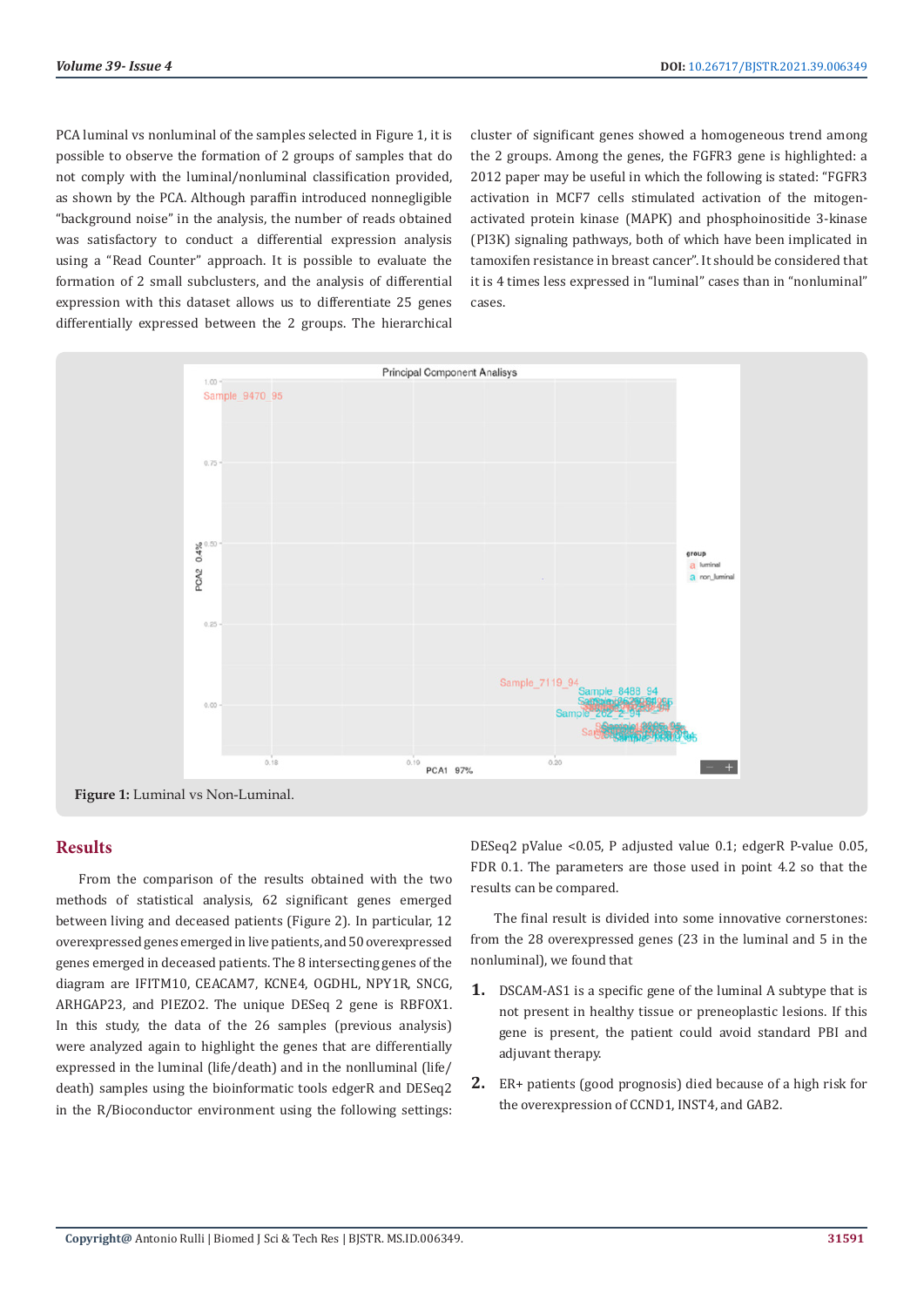PCA luminal vs nonluminal of the samples selected in Figure 1, it is possible to observe the formation of 2 groups of samples that do not comply with the luminal/nonluminal classification provided, as shown by the PCA. Although paraffin introduced nonnegligible "background noise" in the analysis, the number of reads obtained was satisfactory to conduct a differential expression analysis using a "Read Counter" approach. It is possible to evaluate the formation of 2 small subclusters, and the analysis of differential expression with this dataset allows us to differentiate 25 genes differentially expressed between the 2 groups. The hierarchical cluster of significant genes showed a homogeneous trend among the 2 groups. Among the genes, the FGFR3 gene is highlighted: a 2012 paper may be useful in which the following is stated: "FGFR3 activation in MCF7 cells stimulated activation of the mitogen-activated protein kinase (MAPK) and phosphoinositide 3-kinase (PI3K) signaling pathways, both of which have been implicated in tamoxifen resistance in breast cancer". It should be considered that it is 4 times less expressed in "luminal" cases than in "nonluminal" cases.

**Figure 1:** Luminal vs Non-Luminal.

## Results

From the comparison of the results obtained with the two methods of statistical analysis, 62 significant genes emerged between living and deceased patients (Figure 2). In particular, 12 overexpressed genes emerged in live patients, and 50 overexpressed genes emerged in deceased patients. The 8 intersecting genes of the diagram are IFITM10, CEACAM7, KCNE4, OGDHL, NPY1R, SNCG, ARHGAP23, and PIEZO2. The unique DESeq 2 gene is RBFOX1. In this study, the data of the 26 samples (previous analysis) were analyzed again to highlight the genes that are differentially expressed in the luminal (life/death) and in the nonlluminal (life/death) samples using the bioinformatic tools edgerR and DESeq2 in the R/Bioconductor environment using the following settings: DESeq2 pValue <0.05, P adjusted value 0.1; edgerR P-value 0.05, FDR 0.1. The parameters are those used in point 4.2 so that the results can be compared.

The final result is divided into some innovative cornerstones: from the 28 overexpressed genes (23 in the luminal and 5 in the nonluminal), we found that

1. DSCAM-AS1 is a specific gene of the luminal A subtype that is not present in healthy tissue or preneoplastic lesions. If this gene is present, the patient could avoid standard PBI and adjuvant therapy.
2. ER+ patients (good prognosis) died because of a high risk for the overexpression of CCND1, INST4, and GAB2.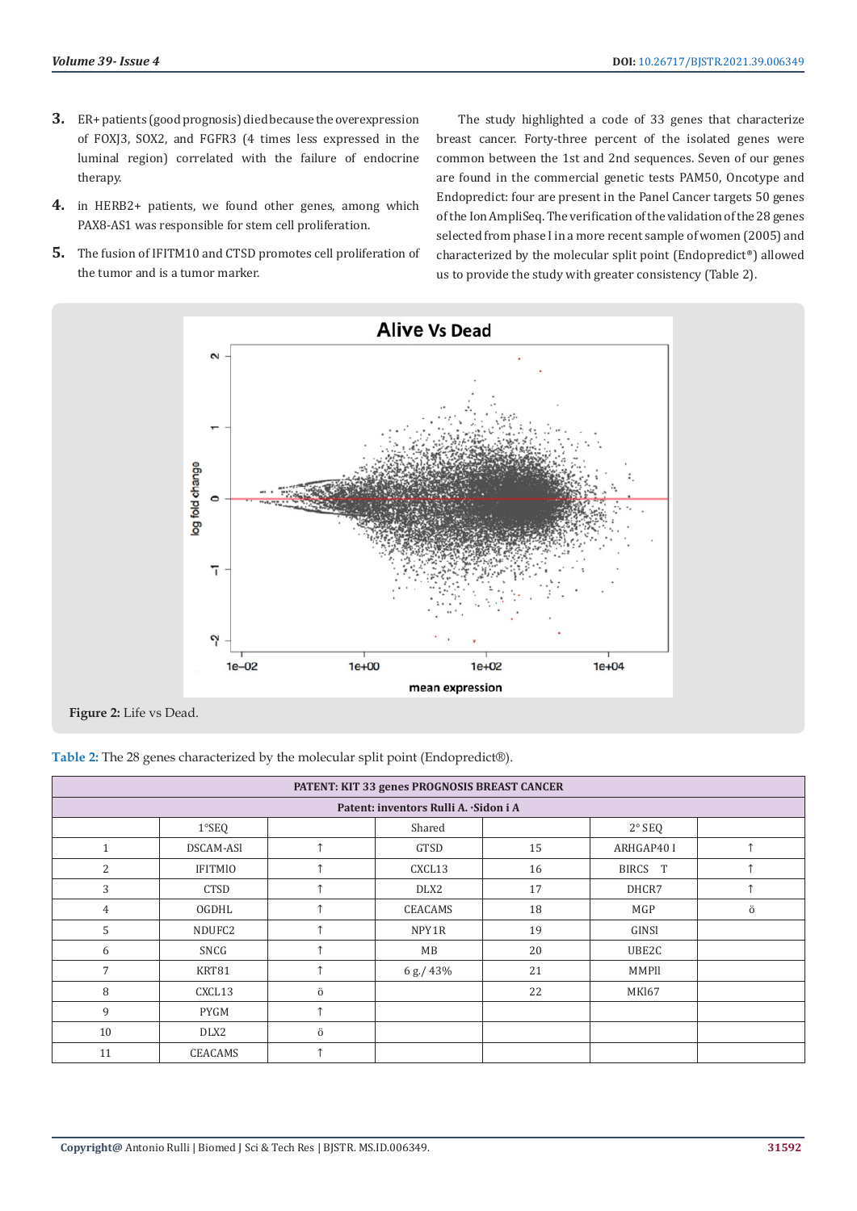3. ER+ patients (good prognosis) died because the overexpression of FOXJ3, SOX2, and FGFR3 (4 times less expressed in the luminal region) correlated with the failure of endocrine therapy.
4. in HERB2+ patients, we found other genes, among which PAX8-AS1 was responsible for stem cell proliferation.
5. The fusion of IFITM10 and CTSD promotes cell proliferation of the tumor and is a tumor marker.

The study highlighted a code of 33 genes that characterize breast cancer. Forty-three percent of the isolated genes were common between the 1st and 2nd sequences. Seven of our genes are found in the commercial genetic tests PAM50, Oncotype and Endopredict: four are present in the Panel Cancer targets 50 genes of the Ion AmpliSeq. The verification of the validation of the 28 genes selected from phase I in a more recent sample of women (2005) and characterized by the molecular split point (Endopredict®) allowed us to provide the study with greater consistency (Table 2).

**Figure 2:** Life vs Dead.

**Table 2:** The 28 genes characterized by the molecular split point (Endopredict®).

| PATENT: KIT 33 genes PROGNOSIS BREAST CANCER | | | | | | |
|---|---|---|---|---|---|---|
| Patent: inventors Rulli A. ·Sidon i A | | | | | | |
| | 1°SEQ | | Shared | | 2° SEQ | |
| 1 | DSCAM-ASl | ↑ | GTSD | 15 | ARHGAP40 I | ↑ |
| 2 | IFITMIO | ↑ | CXCL13 | 16 | BIRCS T | ↑ |
| 3 | CTSD | ↑ | DLX2 | 17 | DHCR7 | ↑ |
| 4 | OGDHL | ↑ | CEACAMS | 18 | MGP | ö |
| 5 | NDUFC2 | ↑ | NPY1R | 19 | GINSl | |
| 6 | SNCG | ↑ | MB | 20 | UBE2C | |
| 7 | KRT81 | ↑ | 6 g./ 43% | 21 | MMPll | |
| 8 | CXCL13 | ö | | 22 | MKI67 | |
| 9 | PYGM | ↑ | | | | |
| 10 | DLX2 | ö | | | | |
| 11 | CEACAMS | ↑ | | | | |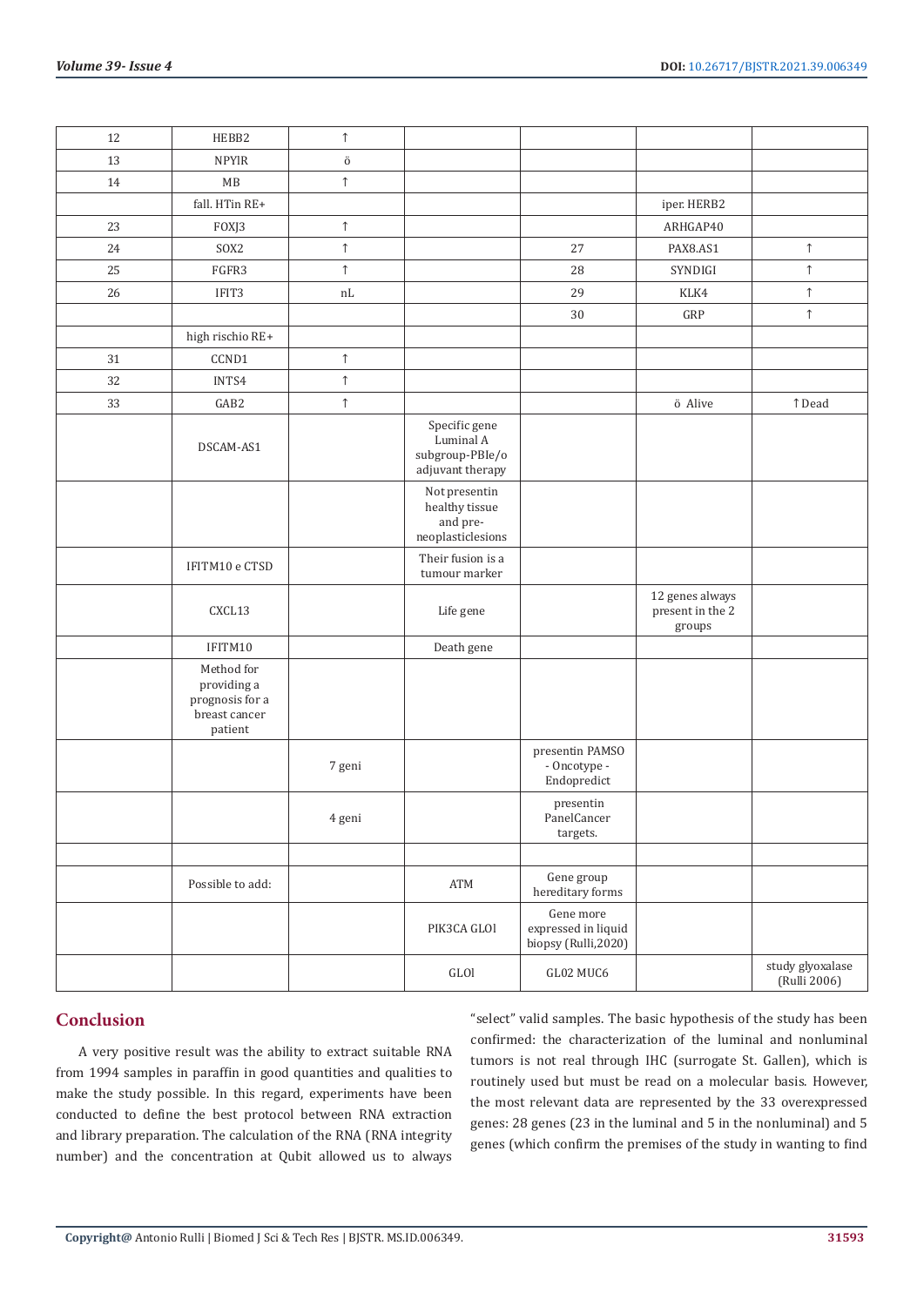| 12 | HEBB2 | ↑ | | | | |
|---|---|---|---|---|---|---|
| 13 | NPYIR | ö | | | | |
| 14 | MB | ↑ | | | | |
| | fall. HTin RE+ | | | | iper. HERB2 | |
| 23 | FOXJ3 | ↑ | | | ARHGAP40 | |
| 24 | SOX2 | ↑ | | 27 | PAX8.AS1 | ↑ |
| 25 | FGFR3 | ↑ | | 28 | SYNDIGI | ↑ |
| 26 | IFIT3 | nL | | 29 | KLK4 | ↑ |
| | | | | 30 | GRP | ↑ |
| | high rischio RE+ | | | | | |
| 31 | CCND1 | ↑ | | | | |
| 32 | INTS4 | ↑ | | | | |
| 33 | GAB2 | ↑ | | | ö Alive | ↑Dead |
| | DSCAM-AS1 | | Specific gene Luminal A subgroup-PBle/o adjuvant therapy | | | |
| | | | Not presentin healthy tissue and pre-neoplasticlesions | | | |
| | IFITM10 e CTSD | | Their fusion is a tumour marker | | | |
| | CXCL13 | | Life gene | | 12 genes always present in the 2 groups | |
| | IFITM10 | | Death gene | | | |
| | Method for providing a prognosis for a breast cancer patient | | | | | |
| | | 7 geni | | presentin PAMSO - Oncotype - Endopredict | | |
| | | 4 geni | | presentin PanelCancer targets. | | |
| | | | | | | |
| | Possible to add: | | ATM | Gene group hereditary forms | | |
| | | | PIK3CA GLOl | Gene more expressed in liquid biopsy (Rulli,2020) | | |
| | | | GLOl | GL02 MUC6 | | study glyoxalase (Rulli 2006) |

## Conclusion

A very positive result was the ability to extract suitable RNA from 1994 samples in paraffin in good quantities and qualities to make the study possible. In this regard, experiments have been conducted to define the best protocol between RNA extraction and library preparation. The calculation of the RNA (RNA integrity number) and the concentration at Qubit allowed us to always "select" valid samples. The basic hypothesis of the study has been confirmed: the characterization of the luminal and nonluminal tumors is not real through IHC (surrogate St. Gallen), which is routinely used but must be read on a molecular basis. However, the most relevant data are represented by the 33 overexpressed genes: 28 genes (23 in the luminal and 5 in the nonluminal) and 5 genes (which confirm the premises of the study in wanting to find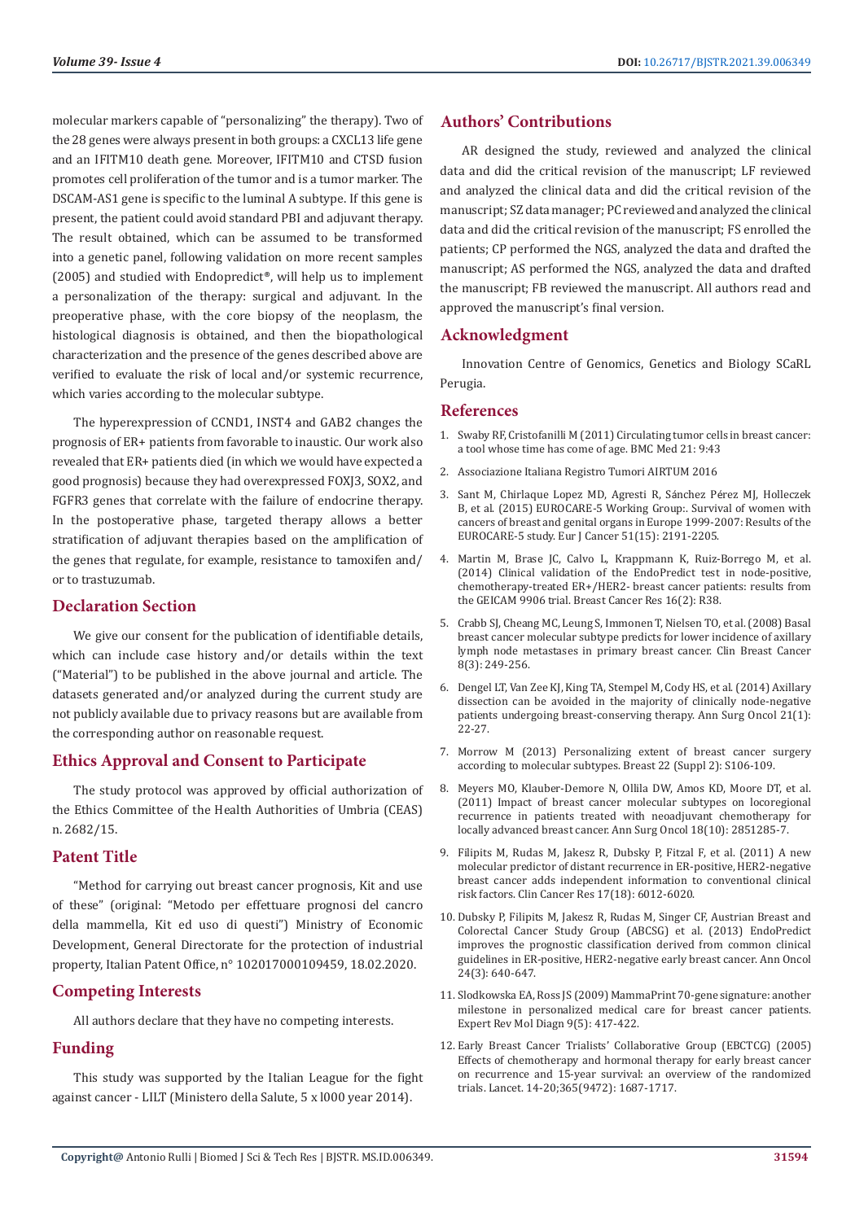molecular markers capable of "personalizing" the therapy). Two of the 28 genes were always present in both groups: a CXCL13 life gene and an IFITM10 death gene. Moreover, IFITM10 and CTSD fusion promotes cell proliferation of the tumor and is a tumor marker. The DSCAM-AS1 gene is specific to the luminal A subtype. If this gene is present, the patient could avoid standard PBI and adjuvant therapy. The result obtained, which can be assumed to be transformed into a genetic panel, following validation on more recent samples (2005) and studied with Endopredict®, will help us to implement a personalization of the therapy: surgical and adjuvant. In the preoperative phase, with the core biopsy of the neoplasm, the histological diagnosis is obtained, and then the biopathological characterization and the presence of the genes described above are verified to evaluate the risk of local and/or systemic recurrence, which varies according to the molecular subtype.

The hyperexpression of CCND1, INST4 and GAB2 changes the prognosis of ER+ patients from favorable to inaustic. Our work also revealed that ER+ patients died (in which we would have expected a good prognosis) because they had overexpressed FOXJ3, SOX2, and FGFR3 genes that correlate with the failure of endocrine therapy. In the postoperative phase, targeted therapy allows a better stratification of adjuvant therapies based on the amplification of the genes that regulate, for example, resistance to tamoxifen and/or to trastuzumab.

## Declaration Section

We give our consent for the publication of identifiable details, which can include case history and/or details within the text ("Material") to be published in the above journal and article. The datasets generated and/or analyzed during the current study are not publicly available due to privacy reasons but are available from the corresponding author on reasonable request.

## Ethics Approval and Consent to Participate

The study protocol was approved by official authorization of the Ethics Committee of the Health Authorities of Umbria (CEAS) n. 2682/15.

## Patent Title

"Method for carrying out breast cancer prognosis, Kit and use of these" (original: "Metodo per effettuare prognosi del cancro della mammella, Kit ed uso di questi") Ministry of Economic Development, General Directorate for the protection of industrial property, Italian Patent Office, n° 102017000109459, 18.02.2020.

## Competing Interests

All authors declare that they have no competing interests.

## Funding

This study was supported by the Italian League for the fight against cancer - LILT (Ministero della Salute, 5 x l000 year 2014).

## Authors' Contributions

AR designed the study, reviewed and analyzed the clinical data and did the critical revision of the manuscript; LF reviewed and analyzed the clinical data and did the critical revision of the manuscript; SZ data manager; PC reviewed and analyzed the clinical data and did the critical revision of the manuscript; FS enrolled the patients; CP performed the NGS, analyzed the data and drafted the manuscript; AS performed the NGS, analyzed the data and drafted the manuscript; FB reviewed the manuscript. All authors read and approved the manuscript's final version.

## Acknowledgment

Innovation Centre of Genomics, Genetics and Biology SCaRL Perugia.

## References

1. Swaby RF, Cristofanilli M (2011) Circulating tumor cells in breast cancer: a tool whose time has come of age. BMC Med 21: 9:43
2. Associazione Italiana Registro Tumori AIRTUM 2016
3. Sant M, Chirlaque Lopez MD, Agresti R, Sánchez Pérez MJ, Holleczek B, et al. (2015) EUROCARE-5 Working Group:. Survival of women with cancers of breast and genital organs in Europe 1999-2007: Results of the EUROCARE-5 study. Eur J Cancer 51(15): 2191-2205.
4. Martin M, Brase JC, Calvo L, Krappmann K, Ruiz-Borrego M, et al. (2014) Clinical validation of the EndoPredict test in node-positive, chemotherapy-treated ER+/HER2- breast cancer patients: results from the GEICAM 9906 trial. Breast Cancer Res 16(2): R38.
5. Crabb SJ, Cheang MC, Leung S, Immonen T, Nielsen TO, et al. (2008) Basal breast cancer molecular subtype predicts for lower incidence of axillary lymph node metastases in primary breast cancer. Clin Breast Cancer 8(3): 249-256.
6. Dengel LT, Van Zee KJ, King TA, Stempel M, Cody HS, et al. (2014) Axillary dissection can be avoided in the majority of clinically node-negative patients undergoing breast-conserving therapy. Ann Surg Oncol 21(1): 22-27.
7. Morrow M (2013) Personalizing extent of breast cancer surgery according to molecular subtypes. Breast 22 (Suppl 2): S106-109.
8. Meyers MO, Klauber-Demore N, Ollila DW, Amos KD, Moore DT, et al. (2011) Impact of breast cancer molecular subtypes on locoregional recurrence in patients treated with neoadjuvant chemotherapy for locally advanced breast cancer. Ann Surg Oncol 18(10): 2851285-7.
9. Filipits M, Rudas M, Jakesz R, Dubsky P, Fitzal F, et al. (2011) A new molecular predictor of distant recurrence in ER-positive, HER2-negative breast cancer adds independent information to conventional clinical risk factors. Clin Cancer Res 17(18): 6012-6020.
10. Dubsky P, Filipits M, Jakesz R, Rudas M, Singer CF, Austrian Breast and Colorectal Cancer Study Group (ABCSG) et al. (2013) EndoPredict improves the prognostic classification derived from common clinical guidelines in ER-positive, HER2-negative early breast cancer. Ann Oncol 24(3): 640-647.
11. Slodkowska EA, Ross JS (2009) MammaPrint 70-gene signature: another milestone in personalized medical care for breast cancer patients. Expert Rev Mol Diagn 9(5): 417-422.
12. Early Breast Cancer Trialists' Collaborative Group (EBCTCG) (2005) Effects of chemotherapy and hormonal therapy for early breast cancer on recurrence and 15-year survival: an overview of the randomized trials. Lancet. 14-20;365(9472): 1687-1717.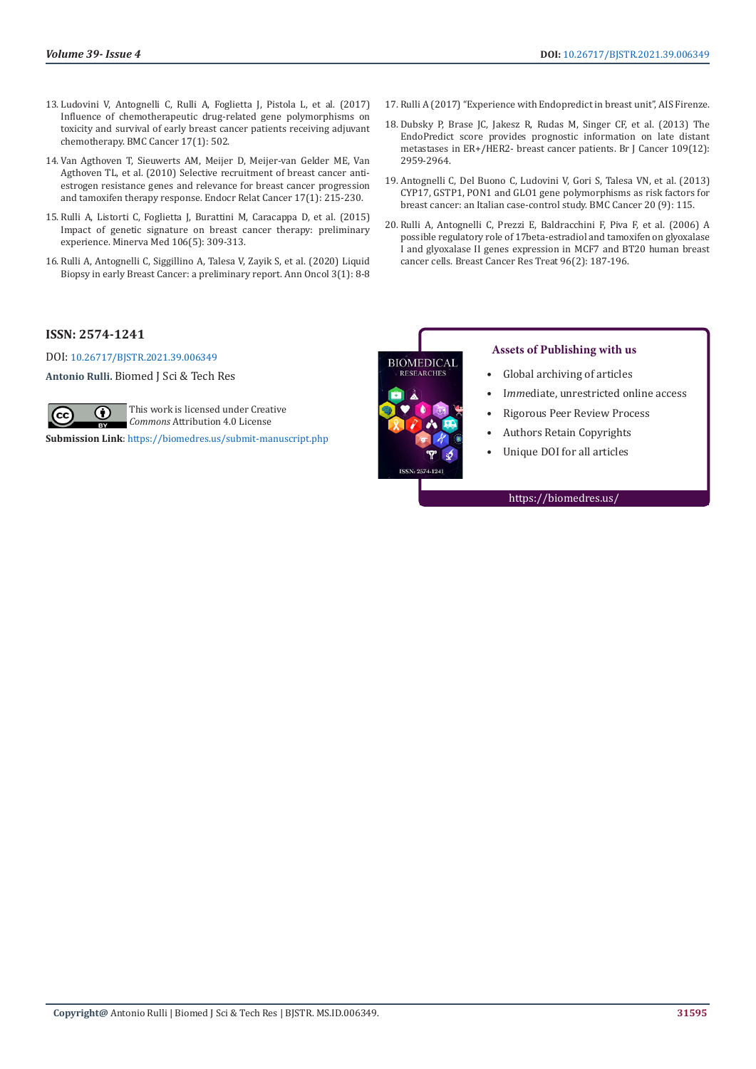13. Ludovini V, Antognelli C, Rulli A, Foglietta J, Pistola L, et al. (2017) Influence of chemotherapeutic drug-related gene polymorphisms on toxicity and survival of early breast cancer patients receiving adjuvant chemotherapy. BMC Cancer 17(1): 502.
14. Van Agthoven T, Sieuwerts AM, Meijer D, Meijer-van Gelder ME, Van Agthoven TL, et al. (2010) Selective recruitment of breast cancer anti-estrogen resistance genes and relevance for breast cancer progression and tamoxifen therapy response. Endocr Relat Cancer 17(1): 215-230.
15. Rulli A, Listorti C, Foglietta J, Burattini M, Caracappa D, et al. (2015) Impact of genetic signature on breast cancer therapy: preliminary experience. Minerva Med 106(5): 309-313.
16. Rulli A, Antognelli C, Siggillino A, Talesa V, Zayik S, et al. (2020) Liquid Biopsy in early Breast Cancer: a preliminary report. Ann Oncol 3(1): 8-8
17. Rulli A (2017) "Experience with Endopredict in breast unit", AIS Firenze.
18. Dubsky P, Brase JC, Jakesz R, Rudas M, Singer CF, et al. (2013) The EndoPredict score provides prognostic information on late distant metastases in ER+/HER2- breast cancer patients. Br J Cancer 109(12): 2959-2964.
19. Antognelli C, Del Buono C, Ludovini V, Gori S, Talesa VN, et al. (2013) CYP17, GSTP1, PON1 and GLO1 gene polymorphisms as risk factors for breast cancer: an Italian case-control study. BMC Cancer 20 (9): 115.
20. Rulli A, Antognelli C, Prezzi E, Baldracchini F, Piva F, et al. (2006) A possible regulatory role of 17beta-estradiol and tamoxifen on glyoxalase I and glyoxalase II genes expression in MCF7 and BT20 human breast cancer cells. Breast Cancer Res Treat 96(2): 187-196.

**ISSN: 2574-1241**

DOI: 10.26717/BJSTR.2021.39.006349

**Antonio Rulli**. Biomed J Sci & Tech Res

This work is licensed under Creative *Commons* Attribution 4.0 License

**Submission Link**: https://biomedres.us/submit-manuscript.php

**Assets of Publishing with us**

- Global archiving of articles
- Immediate, unrestricted online access
- Rigorous Peer Review Process
- Authors Retain Copyrights
- Unique DOI for all articles

https://biomedres.us/